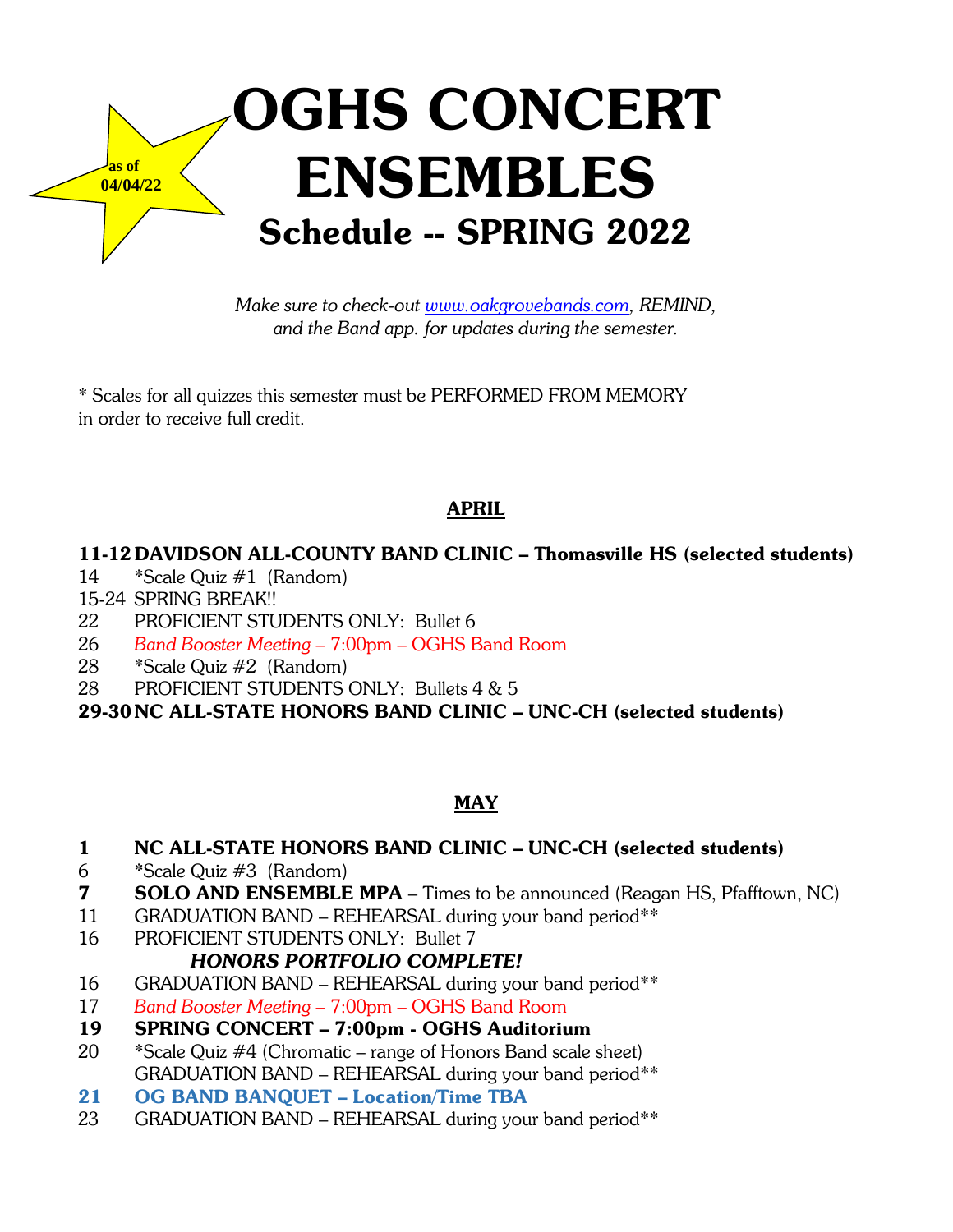as of
04/04/22

# OGHS CONCERT ENSEMBLES

## Schedule -- SPRING 2022

*Make sure to check-out www.oakgrovebands.com, REMIND, and the Band app. for updates during the semester.*

* Scales for all quizzes this semester must be PERFORMED FROM MEMORY in order to receive full credit.

## APRIL

**11-12 DAVIDSON ALL-COUNTY BAND CLINIC – Thomasville HS (selected students)**

14 *Scale Quiz #1 (Random)

15-24 SPRING BREAK!!

22 PROFICIENT STUDENTS ONLY: Bullet 6

26 *Band Booster Meeting* – 7:00pm – OGHS Band Room

28 *Scale Quiz #2 (Random)

28 PROFICIENT STUDENTS ONLY: Bullets 4 & 5

**29-30 NC ALL-STATE HONORS BAND CLINIC – UNC-CH (selected students)**

## MAY

**1 NC ALL-STATE HONORS BAND CLINIC – UNC-CH (selected students)**

6 *Scale Quiz #3 (Random)

**7 SOLO AND ENSEMBLE MPA** – Times to be announced (Reagan HS, Pfafftown, NC)

11 GRADUATION BAND – REHEARSAL during your band period**

16 PROFICIENT STUDENTS ONLY: Bullet 7

***HONORS PORTFOLIO COMPLETE!***

16 GRADUATION BAND – REHEARSAL during your band period**

17 *Band Booster Meeting* – 7:00pm – OGHS Band Room

**19 SPRING CONCERT – 7:00pm - OGHS Auditorium**

20 *Scale Quiz #4 (Chromatic – range of Honors Band scale sheet)
GRADUATION BAND – REHEARSAL during your band period**

**21 OG BAND BANQUET – Location/Time TBA**

23 GRADUATION BAND – REHEARSAL during your band period**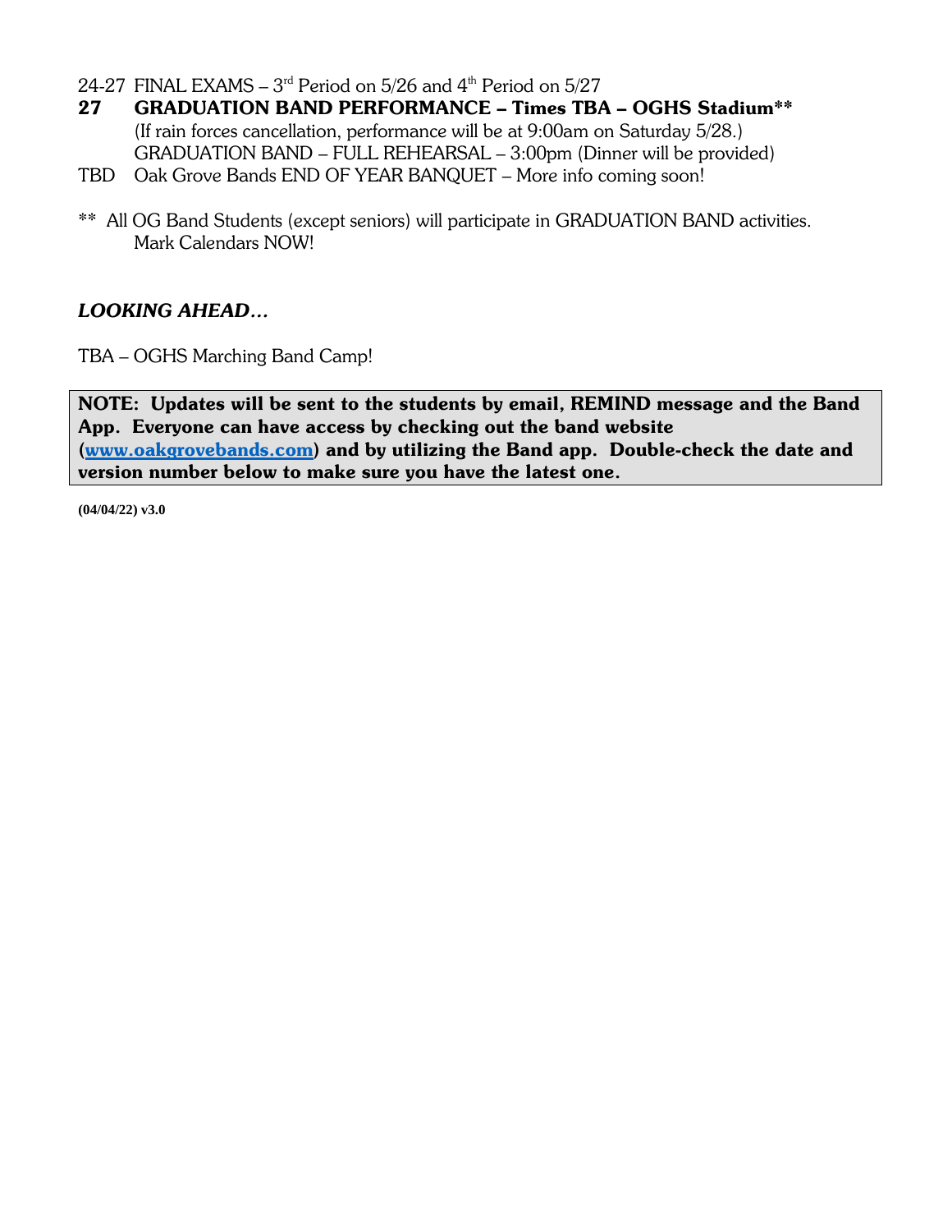24-27 FINAL EXAMS – 3rd Period on 5/26 and 4th Period on 5/27

**27 GRADUATION BAND PERFORMANCE – Times TBA – OGHS Stadium****
(If rain forces cancellation, performance will be at 9:00am on Saturday 5/28.)
GRADUATION BAND – FULL REHEARSAL – 3:00pm (Dinner will be provided)

TBD Oak Grove Bands END OF YEAR BANQUET – More info coming soon!

** All OG Band Students (except seniors) will participate in GRADUATION BAND activities. Mark Calendars NOW!

***LOOKING AHEAD…***

TBA – OGHS Marching Band Camp!

**NOTE: Updates will be sent to the students by email, REMIND message and the Band App. Everyone can have access by checking out the band website ([www.oakgrovebands.com](http://www.oakgrovebands.com)) and by utilizing the Band app. Double-check the date and version number below to make sure you have the latest one.**

**(04/04/22) v3.0**